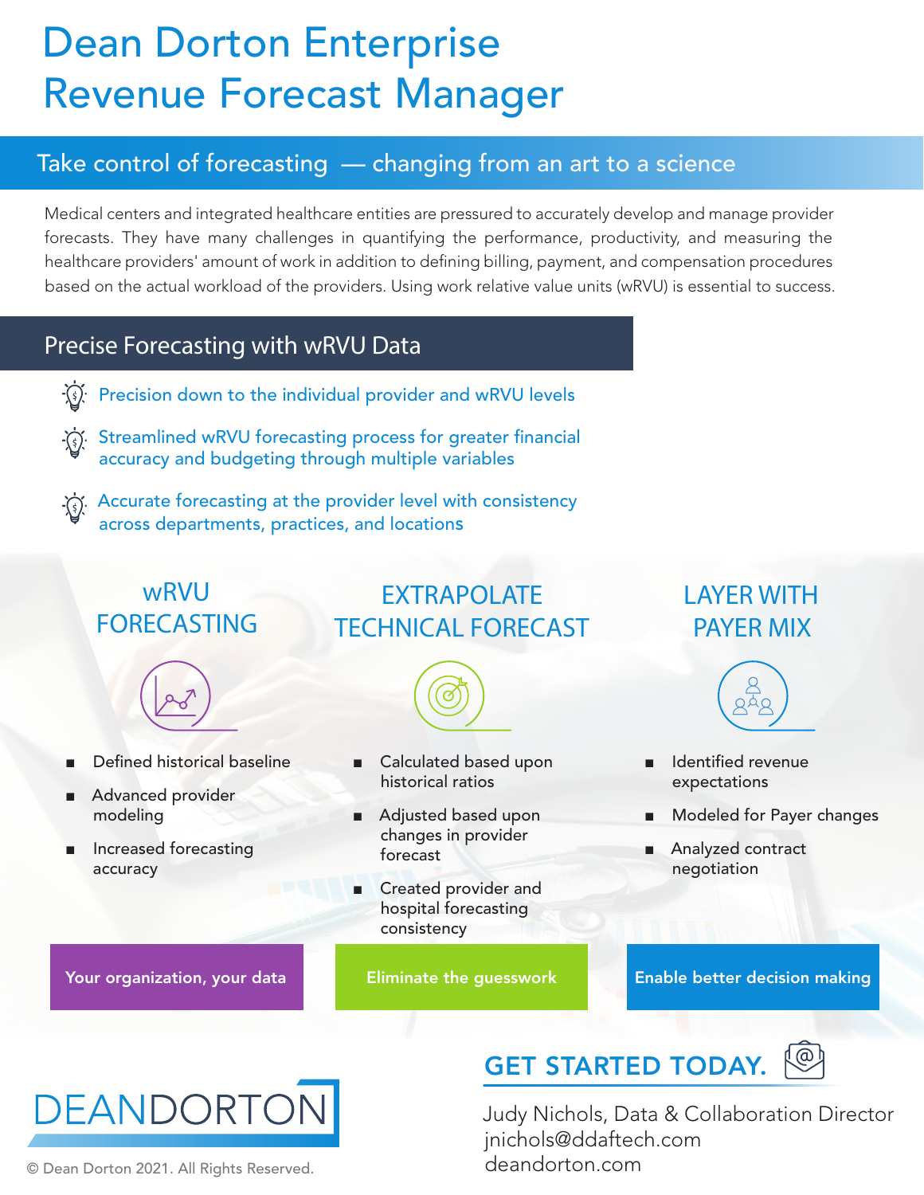# Dean Dorton Enterprise Revenue Forecast Manager

## Take control of forecasting — changing from an art to a science

Medical centers and integrated healthcare entities are pressured to accurately develop and manage provider forecasts. They have many challenges in quantifying the performance, productivity, and measuring the healthcare providers' amount of work in addition to defining billing, payment, and compensation procedures based on the actual workload of the providers. Using work relative value units (wRVU) is essential to success.

## Precise Forecasting with wRVU Data

- Precision down to the individual provider and wRVU levels
- Streamlined wRVU forecasting process for greater financial accuracy and budgeting through multiple variables
- Accurate forecasting at the provider level with consistency across departments, practices, and locations

### wRVU FORECASTING

- Defined historical baseline
- Advanced provider modeling
- Increased forecasting accuracy

**Your organization, your data**

### EXTRAPOLATE TECHNICAL FORECAST

- Calculated based upon historical ratios
- Adjusted based upon changes in provider forecast
- Created provider and hospital forecasting consistency

**Eliminate the guesswork**

### LAYER WITH PAYER MIX

- Identified revenue expectations
- Modeled for Payer changes
- Analyzed contract negotiation

**Enable better decision making**

DEANDORTON

© Dean Dorton 2021. All Rights Reserved.

## GET STARTED TODAY.

Judy Nichols, Data & Collaboration Director
jnichols@ddaftech.com
deandorton.com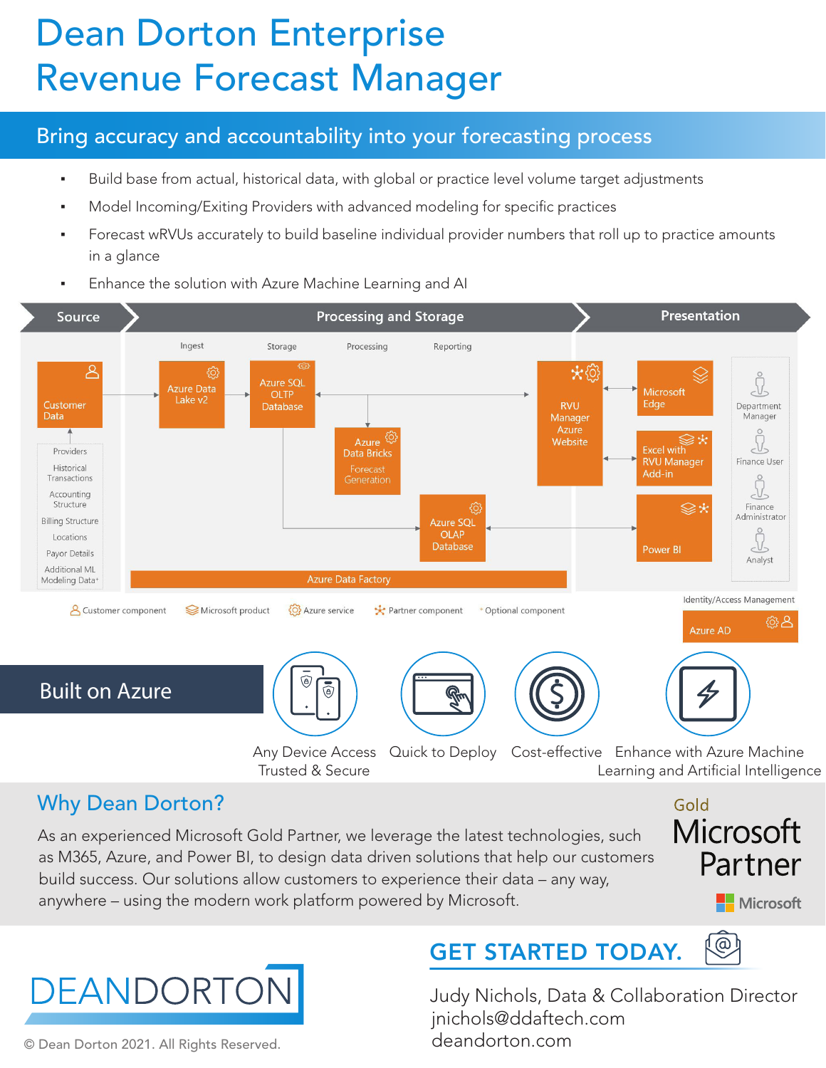# Dean Dorton Enterprise Revenue Forecast Manager

## Bring accuracy and accountability into your forecasting process

- Build base from actual, historical data, with global or practice level volume target adjustments
- Model Incoming/Exiting Providers with advanced modeling for specific practices
- Forecast wRVUs accurately to build baseline individual provider numbers that roll up to practice amounts in a glance
- Enhance the solution with Azure Machine Learning and AI

Source

Processing and Storage

Presentation

Ingest

Storage

Processing

Reporting

Customer Data

Providers

Historical Transactions

Accounting Structure

Billing Structure

Locations

Payor Details

Additional ML Modeling Data+

Azure Data Lake v2

Azure SQL OLTP Database

Azure Data Bricks

Forecast Generation

Azure SQL OLAP Database

RVU Manager Azure Website

Microsoft Edge

Excel with RVU Manager Add-in

Power BI

Department Manager

Finance User

Finance Administrator

Analyst

Azure Data Factory

Customer component

Microsoft product

Azure service

Partner component

+ Optional component

Identity/Access Management

Azure AD

## Built on Azure

Any Device Access Trusted & Secure

Quick to Deploy

Cost-effective

Enhance with Azure Machine Learning and Artificial Intelligence

## Why Dean Dorton?

As an experienced Microsoft Gold Partner, we leverage the latest technologies, such as M365, Azure, and Power BI, to design data driven solutions that help our customers build success. Our solutions allow customers to experience their data – any way, anywhere – using the modern work platform powered by Microsoft.

Gold Microsoft Partner

Microsoft

DEANDORTON

© Dean Dorton 2021. All Rights Reserved.

## GET STARTED TODAY.

Judy Nichols, Data & Collaboration Director
jnichols@ddaftech.com
deandorton.com